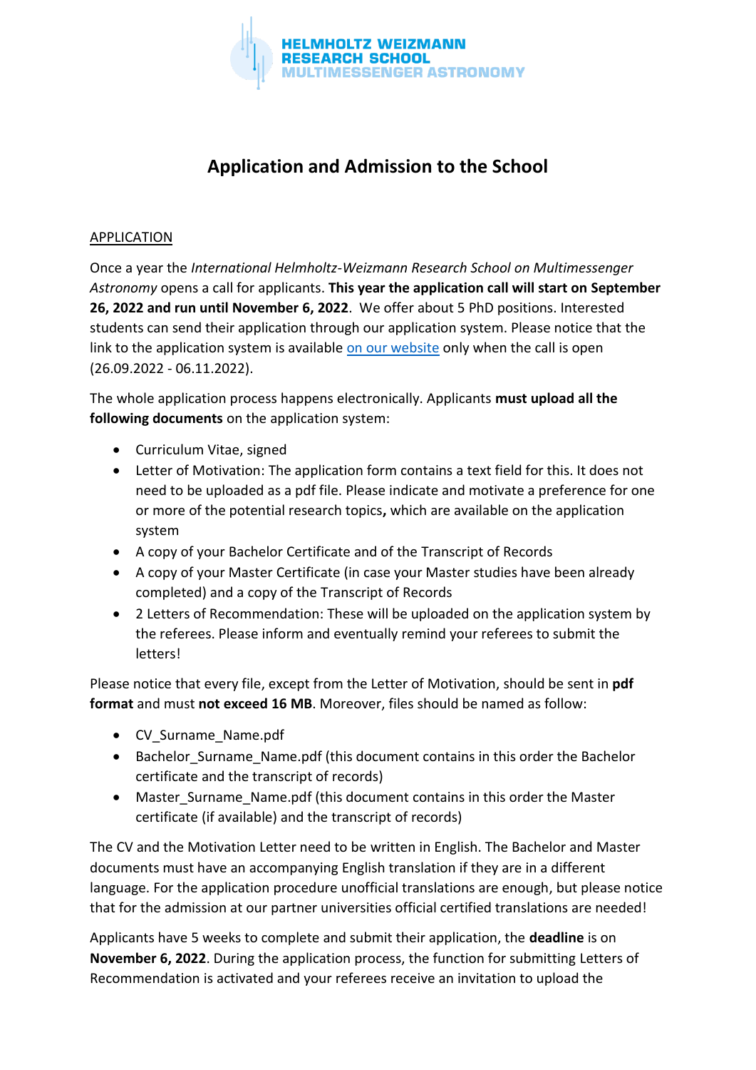# Application and Admission to the School

## APPLICATION

Once a year the *International Helmholtz-Weizmann Research School on Multimessenger Astronomy* opens a call for applicants. **This year the application call will start on September 26, 2022 and run until November 6, 2022**. We offer about 5 PhD positions. Interested students can send their application through our application system. Please notice that the link to the application system is available [on our website]() only when the call is open (26.09.2022 - 06.11.2022).

The whole application process happens electronically. Applicants **must upload all the following documents** on the application system:

- Curriculum Vitae, signed
- Letter of Motivation: The application form contains a text field for this. It does not need to be uploaded as a pdf file. Please indicate and motivate a preference for one or more of the potential research topics**,** which are available on the application system
- A copy of your Bachelor Certificate and of the Transcript of Records
- A copy of your Master Certificate (in case your Master studies have been already completed) and a copy of the Transcript of Records
- 2 Letters of Recommendation: These will be uploaded on the application system by the referees. Please inform and eventually remind your referees to submit the letters!

Please notice that every file, except from the Letter of Motivation, should be sent in **pdf format** and must **not exceed 16 MB**. Moreover, files should be named as follow:

- CV_Surname_Name.pdf
- Bachelor_Surname_Name.pdf (this document contains in this order the Bachelor certificate and the transcript of records)
- Master_Surname_Name.pdf (this document contains in this order the Master certificate (if available) and the transcript of records)

The CV and the Motivation Letter need to be written in English. The Bachelor and Master documents must have an accompanying English translation if they are in a different language. For the application procedure unofficial translations are enough, but please notice that for the admission at our partner universities official certified translations are needed!

Applicants have 5 weeks to complete and submit their application, the **deadline** is on **November 6, 2022**. During the application process, the function for submitting Letters of Recommendation is activated and your referees receive an invitation to upload the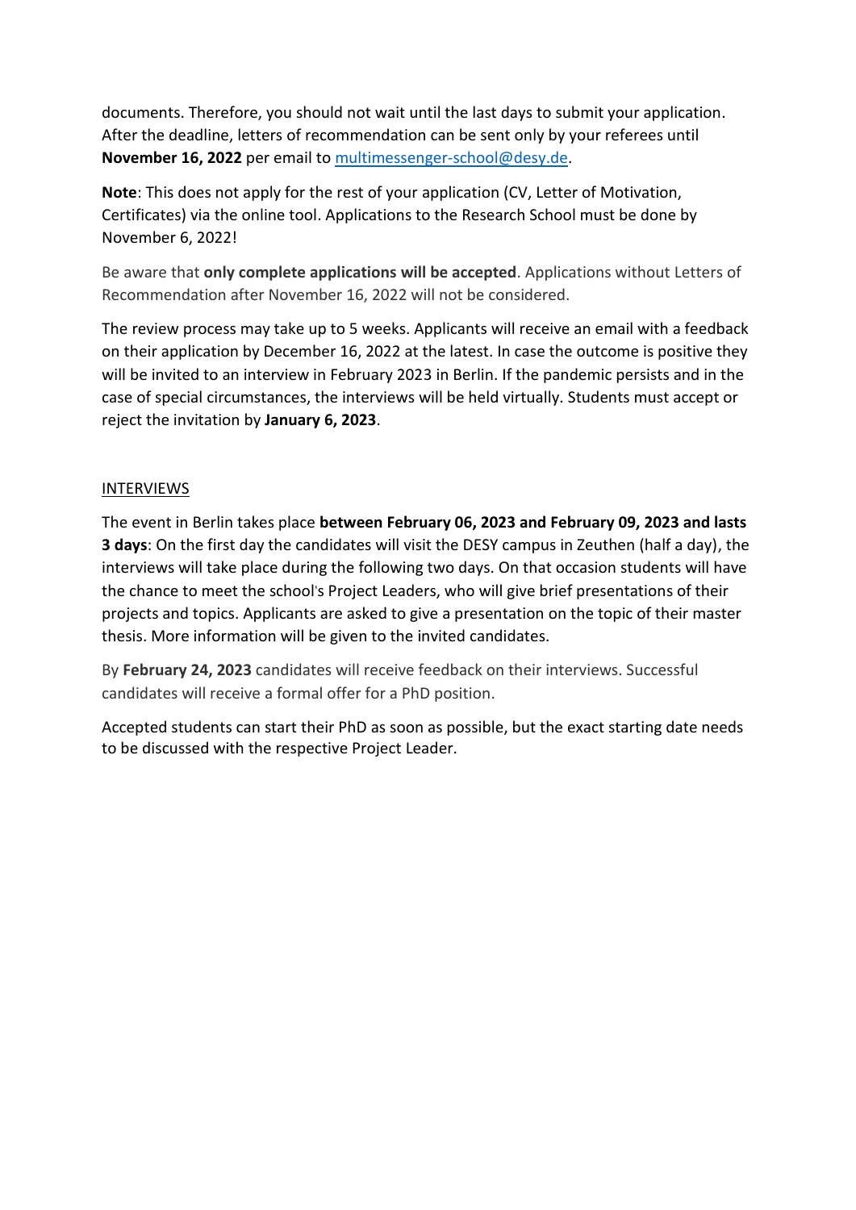documents. Therefore, you should not wait until the last days to submit your application. After the deadline, letters of recommendation can be sent only by your referees until **November 16, 2022** per email to multimessenger-school@desy.de.

**Note**: This does not apply for the rest of your application (CV, Letter of Motivation, Certificates) via the online tool. Applications to the Research School must be done by November 6, 2022!

Be aware that **only complete applications will be accepted**. Applications without Letters of Recommendation after November 16, 2022 will not be considered.

The review process may take up to 5 weeks. Applicants will receive an email with a feedback on their application by December 16, 2022 at the latest. In case the outcome is positive they will be invited to an interview in February 2023 in Berlin. If the pandemic persists and in the case of special circumstances, the interviews will be held virtually. Students must accept or reject the invitation by **January 6, 2023**.

## INTERVIEWS

The event in Berlin takes place **between February 06, 2023 and February 09, 2023 and lasts 3 days**: On the first day the candidates will visit the DESY campus in Zeuthen (half a day), the interviews will take place during the following two days. On that occasion students will have the chance to meet the school's Project Leaders, who will give brief presentations of their projects and topics. Applicants are asked to give a presentation on the topic of their master thesis. More information will be given to the invited candidates.

By **February 24, 2023** candidates will receive feedback on their interviews. Successful candidates will receive a formal offer for a PhD position.

Accepted students can start their PhD as soon as possible, but the exact starting date needs to be discussed with the respective Project Leader.